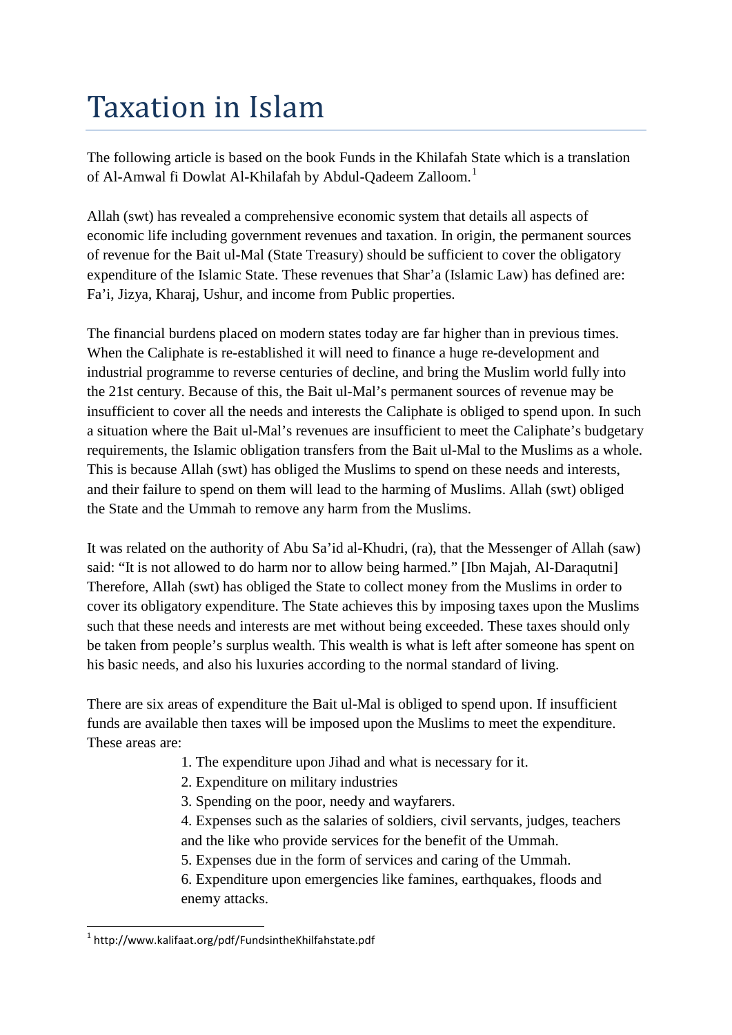# Taxation in Islam

The following article is based on the book Funds in the Khilafah State which is a translation of Al-Amwal fi Dowlat Al-Khilafah by Abdul-Qadeem Zalloom.[1]

Allah (swt) has revealed a comprehensive economic system that details all aspects of economic life including government revenues and taxation. In origin, the permanent sources of revenue for the Bait ul-Mal (State Treasury) should be sufficient to cover the obligatory expenditure of the Islamic State. These revenues that Shar'a (Islamic Law) has defined are: Fa'i, Jizya, Kharaj, Ushur, and income from Public properties.

The financial burdens placed on modern states today are far higher than in previous times. When the Caliphate is re-established it will need to finance a huge re-development and industrial programme to reverse centuries of decline, and bring the Muslim world fully into the 21st century. Because of this, the Bait ul-Mal's permanent sources of revenue may be insufficient to cover all the needs and interests the Caliphate is obliged to spend upon. In such a situation where the Bait ul-Mal's revenues are insufficient to meet the Caliphate's budgetary requirements, the Islamic obligation transfers from the Bait ul-Mal to the Muslims as a whole. This is because Allah (swt) has obliged the Muslims to spend on these needs and interests, and their failure to spend on them will lead to the harming of Muslims. Allah (swt) obliged the State and the Ummah to remove any harm from the Muslims.

It was related on the authority of Abu Sa'id al-Khudri, (ra), that the Messenger of Allah (saw) said: "It is not allowed to do harm nor to allow being harmed." [Ibn Majah, Al-Daraqutni] Therefore, Allah (swt) has obliged the State to collect money from the Muslims in order to cover its obligatory expenditure. The State achieves this by imposing taxes upon the Muslims such that these needs and interests are met without being exceeded. These taxes should only be taken from people's surplus wealth. This wealth is what is left after someone has spent on his basic needs, and also his luxuries according to the normal standard of living.

There are six areas of expenditure the Bait ul-Mal is obliged to spend upon. If insufficient funds are available then taxes will be imposed upon the Muslims to meet the expenditure. These areas are:

1. The expenditure upon Jihad and what is necessary for it.
2. Expenditure on military industries
3. Spending on the poor, needy and wayfarers.
4. Expenses such as the salaries of soldiers, civil servants, judges, teachers and the like who provide services for the benefit of the Ummah.
5. Expenses due in the form of services and caring of the Ummah.
6. Expenditure upon emergencies like famines, earthquakes, floods and enemy attacks.

[1] http://www.kalifaat.org/pdf/FundsintheKhilfahstate.pdf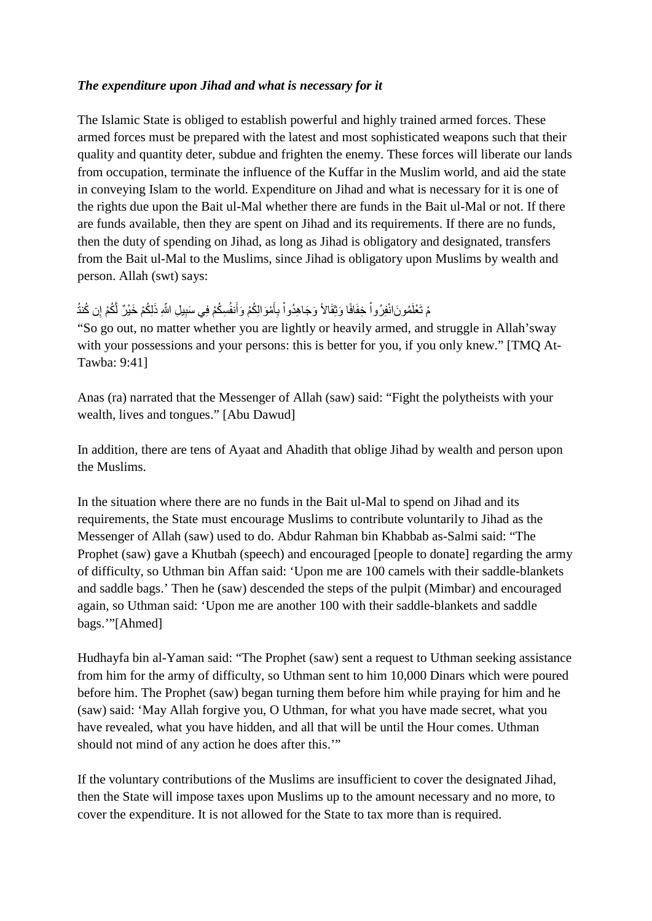***The expenditure upon Jihad and what is necessary for it***

The Islamic State is obliged to establish powerful and highly trained armed forces. These armed forces must be prepared with the latest and most sophisticated weapons such that their quality and quantity deter, subdue and frighten the enemy. These forces will liberate our lands from occupation, terminate the influence of the Kuffar in the Muslim world, and aid the state in conveying Islam to the world. Expenditure on Jihad and what is necessary for it is one of the rights due upon the Bait ul-Mal whether there are funds in the Bait ul-Mal or not. If there are funds available, then they are spent on Jihad and its requirements. If there are no funds, then the duty of spending on Jihad, as long as Jihad is obligatory and designated, transfers from the Bait ul-Mal to the Muslims, since Jihad is obligatory upon Muslims by wealth and person. Allah (swt) says:

مْ تَعْلَمُونَانْفِرُواْ خِفَافًا وَثِقَالاً وَجَاهِدُواْ بِأَمْوَالِكُمْ وَأَنفُسِكُمْ فِي سَبِيلِ اللّهِ ذَلِكُمْ خَيْرٌ لَّكُمْ إِن كُنتُ

"So go out, no matter whether you are lightly or heavily armed, and struggle in Allah'sway with your possessions and your persons: this is better for you, if you only knew." [TMQ At-Tawba: 9:41]

Anas (ra) narrated that the Messenger of Allah (saw) said: "Fight the polytheists with your wealth, lives and tongues." [Abu Dawud]

In addition, there are tens of Ayaat and Ahadith that oblige Jihad by wealth and person upon the Muslims.

In the situation where there are no funds in the Bait ul-Mal to spend on Jihad and its requirements, the State must encourage Muslims to contribute voluntarily to Jihad as the Messenger of Allah (saw) used to do. Abdur Rahman bin Khabbab as-Salmi said: "The Prophet (saw) gave a Khutbah (speech) and encouraged [people to donate] regarding the army of difficulty, so Uthman bin Affan said: 'Upon me are 100 camels with their saddle-blankets and saddle bags.' Then he (saw) descended the steps of the pulpit (Mimbar) and encouraged again, so Uthman said: 'Upon me are another 100 with their saddle-blankets and saddle bags.'"[Ahmed]

Hudhayfa bin al-Yaman said: "The Prophet (saw) sent a request to Uthman seeking assistance from him for the army of difficulty, so Uthman sent to him 10,000 Dinars which were poured before him. The Prophet (saw) began turning them before him while praying for him and he (saw) said: 'May Allah forgive you, O Uthman, for what you have made secret, what you have revealed, what you have hidden, and all that will be until the Hour comes. Uthman should not mind of any action he does after this.'"

If the voluntary contributions of the Muslims are insufficient to cover the designated Jihad, then the State will impose taxes upon Muslims up to the amount necessary and no more, to cover the expenditure. It is not allowed for the State to tax more than is required.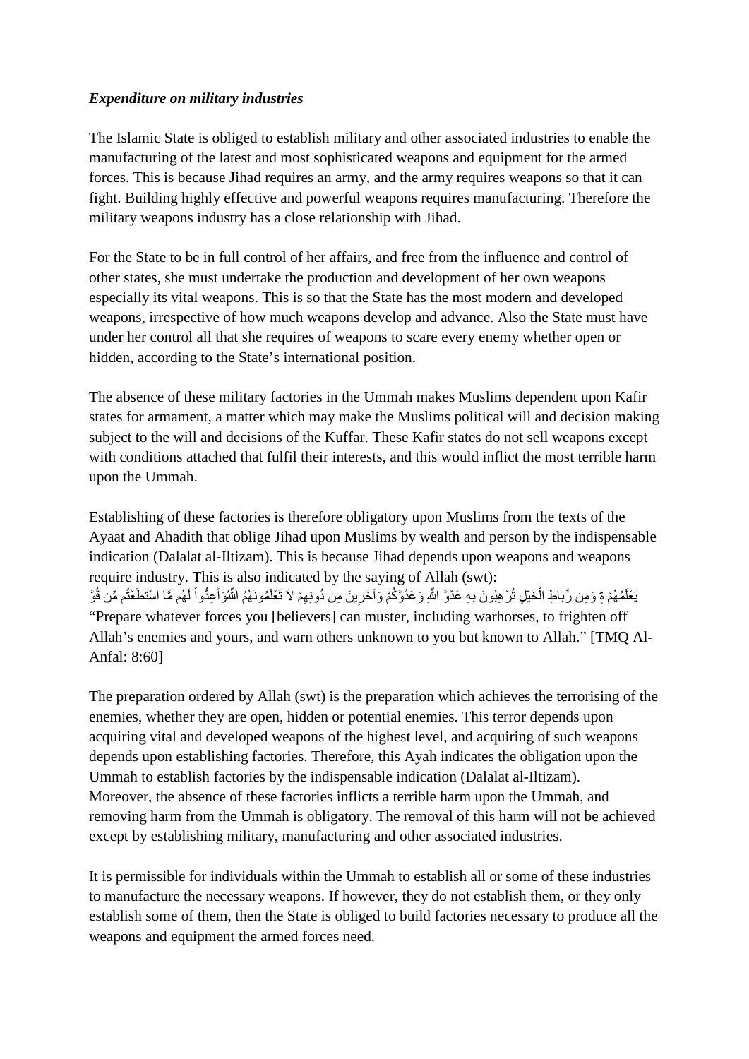*Expenditure on military industries*

The Islamic State is obliged to establish military and other associated industries to enable the manufacturing of the latest and most sophisticated weapons and equipment for the armed forces. This is because Jihad requires an army, and the army requires weapons so that it can fight. Building highly effective and powerful weapons requires manufacturing. Therefore the military weapons industry has a close relationship with Jihad.

For the State to be in full control of her affairs, and free from the influence and control of other states, she must undertake the production and development of her own weapons especially its vital weapons. This is so that the State has the most modern and developed weapons, irrespective of how much weapons develop and advance. Also the State must have under her control all that she requires of weapons to scare every enemy whether open or hidden, according to the State's international position.

The absence of these military factories in the Ummah makes Muslims dependent upon Kafir states for armament, a matter which may make the Muslims political will and decision making subject to the will and decisions of the Kuffar. These Kafir states do not sell weapons except with conditions attached that fulfil their interests, and this would inflict the most terrible harm upon the Ummah.

Establishing of these factories is therefore obligatory upon Muslims from the texts of the Ayaat and Ahadith that oblige Jihad upon Muslims by wealth and person by the indispensable indication (Dalalat al-Iltizam). This is because Jihad depends upon weapons and weapons require industry. This is also indicated by the saying of Allah (swt):

وَأَعِدُّواْ لَهُم مَّا اسْتَطَعْتُم مِّن قُوَّةٍ وَمِن رِّبَاطِ الْخَيْلِ تُرْهِبُونَ بِهِ عَدْوَّ اللّهِ وَعَدُوَّكُمْ وَآخَرِينَ مِن دُونِهِمْ لاَ تَعْلَمُونَهُمُ اللّهُ يَعْلَمُهُمْ

"Prepare whatever forces you [believers] can muster, including warhorses, to frighten off Allah's enemies and yours, and warn others unknown to you but known to Allah." [TMQ Al-Anfal: 8:60]

The preparation ordered by Allah (swt) is the preparation which achieves the terrorising of the enemies, whether they are open, hidden or potential enemies. This terror depends upon acquiring vital and developed weapons of the highest level, and acquiring of such weapons depends upon establishing factories. Therefore, this Ayah indicates the obligation upon the Ummah to establish factories by the indispensable indication (Dalalat al-Iltizam).
Moreover, the absence of these factories inflicts a terrible harm upon the Ummah, and removing harm from the Ummah is obligatory. The removal of this harm will not be achieved except by establishing military, manufacturing and other associated industries.

It is permissible for individuals within the Ummah to establish all or some of these industries to manufacture the necessary weapons. If however, they do not establish them, or they only establish some of them, then the State is obliged to build factories necessary to produce all the weapons and equipment the armed forces need.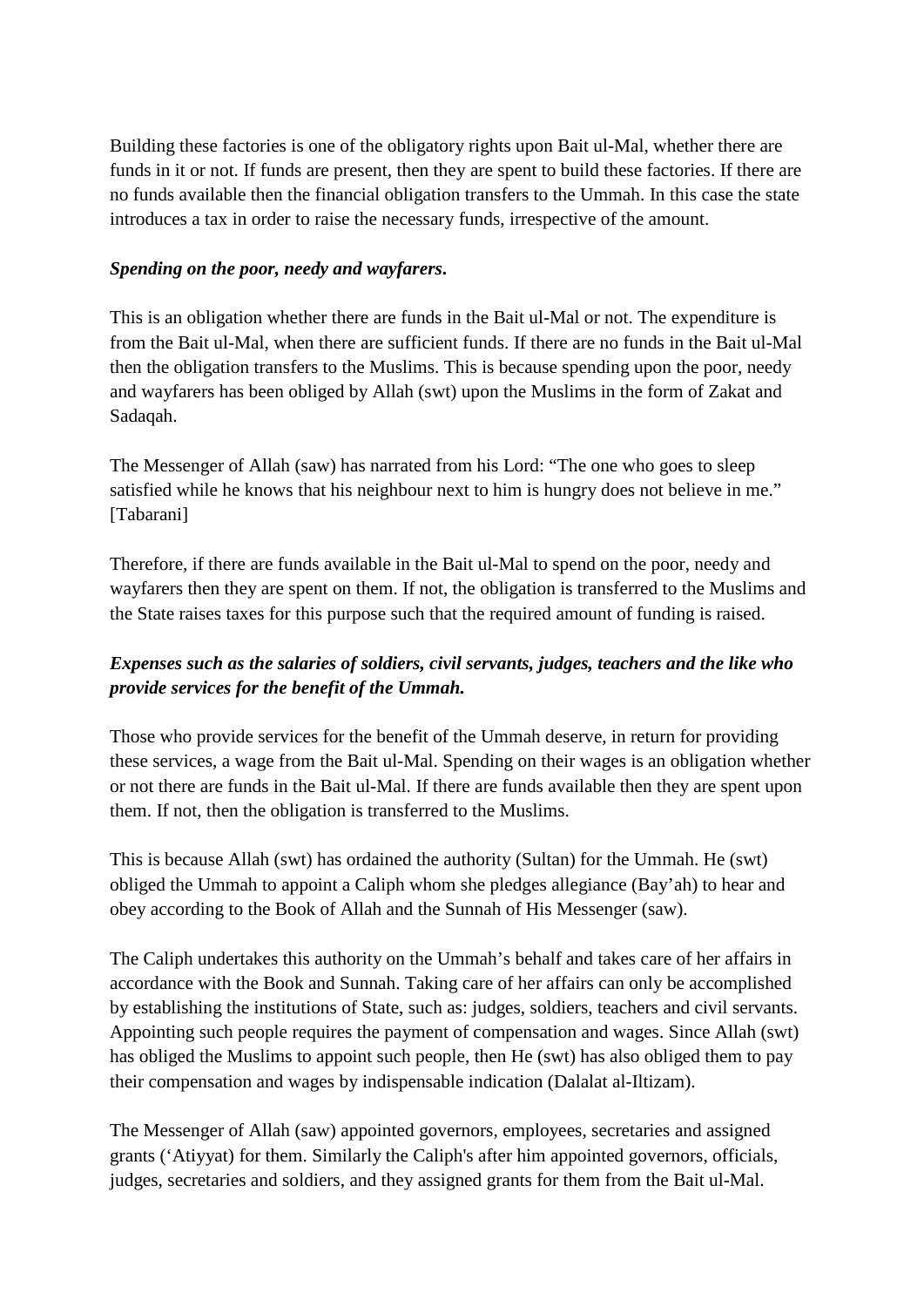Building these factories is one of the obligatory rights upon Bait ul-Mal, whether there are funds in it or not. If funds are present, then they are spent to build these factories. If there are no funds available then the financial obligation transfers to the Ummah. In this case the state introduces a tax in order to raise the necessary funds, irrespective of the amount.

***Spending on the poor, needy and wayfarers.***

This is an obligation whether there are funds in the Bait ul-Mal or not. The expenditure is from the Bait ul-Mal, when there are sufficient funds. If there are no funds in the Bait ul-Mal then the obligation transfers to the Muslims. This is because spending upon the poor, needy and wayfarers has been obliged by Allah (swt) upon the Muslims in the form of Zakat and Sadaqah.

The Messenger of Allah (saw) has narrated from his Lord: "The one who goes to sleep satisfied while he knows that his neighbour next to him is hungry does not believe in me." [Tabarani]

Therefore, if there are funds available in the Bait ul-Mal to spend on the poor, needy and wayfarers then they are spent on them. If not, the obligation is transferred to the Muslims and the State raises taxes for this purpose such that the required amount of funding is raised.

***Expenses such as the salaries of soldiers, civil servants, judges, teachers and the like who provide services for the benefit of the Ummah.***

Those who provide services for the benefit of the Ummah deserve, in return for providing these services, a wage from the Bait ul-Mal. Spending on their wages is an obligation whether or not there are funds in the Bait ul-Mal. If there are funds available then they are spent upon them. If not, then the obligation is transferred to the Muslims.

This is because Allah (swt) has ordained the authority (Sultan) for the Ummah. He (swt) obliged the Ummah to appoint a Caliph whom she pledges allegiance (Bay'ah) to hear and obey according to the Book of Allah and the Sunnah of His Messenger (saw).

The Caliph undertakes this authority on the Ummah's behalf and takes care of her affairs in accordance with the Book and Sunnah. Taking care of her affairs can only be accomplished by establishing the institutions of State, such as: judges, soldiers, teachers and civil servants. Appointing such people requires the payment of compensation and wages. Since Allah (swt) has obliged the Muslims to appoint such people, then He (swt) has also obliged them to pay their compensation and wages by indispensable indication (Dalalat al-Iltizam).

The Messenger of Allah (saw) appointed governors, employees, secretaries and assigned grants ('Atiyyat) for them. Similarly the Caliph's after him appointed governors, officials, judges, secretaries and soldiers, and they assigned grants for them from the Bait ul-Mal.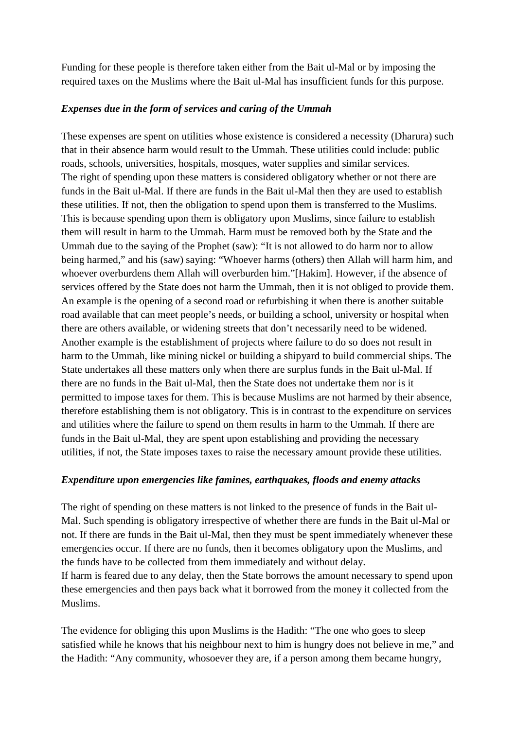Funding for these people is therefore taken either from the Bait ul-Mal or by imposing the required taxes on the Muslims where the Bait ul-Mal has insufficient funds for this purpose.

***Expenses due in the form of services and caring of the Ummah***

These expenses are spent on utilities whose existence is considered a necessity (Dharura) such that in their absence harm would result to the Ummah. These utilities could include: public roads, schools, universities, hospitals, mosques, water supplies and similar services. The right of spending upon these matters is considered obligatory whether or not there are funds in the Bait ul-Mal. If there are funds in the Bait ul-Mal then they are used to establish these utilities. If not, then the obligation to spend upon them is transferred to the Muslims. This is because spending upon them is obligatory upon Muslims, since failure to establish them will result in harm to the Ummah. Harm must be removed both by the State and the Ummah due to the saying of the Prophet (saw): "It is not allowed to do harm nor to allow being harmed," and his (saw) saying: "Whoever harms (others) then Allah will harm him, and whoever overburdens them Allah will overburden him."[Hakim]. However, if the absence of services offered by the State does not harm the Ummah, then it is not obliged to provide them. An example is the opening of a second road or refurbishing it when there is another suitable road available that can meet people's needs, or building a school, university or hospital when there are others available, or widening streets that don't necessarily need to be widened. Another example is the establishment of projects where failure to do so does not result in harm to the Ummah, like mining nickel or building a shipyard to build commercial ships. The State undertakes all these matters only when there are surplus funds in the Bait ul-Mal. If there are no funds in the Bait ul-Mal, then the State does not undertake them nor is it permitted to impose taxes for them. This is because Muslims are not harmed by their absence, therefore establishing them is not obligatory. This is in contrast to the expenditure on services and utilities where the failure to spend on them results in harm to the Ummah. If there are funds in the Bait ul-Mal, they are spent upon establishing and providing the necessary utilities, if not, the State imposes taxes to raise the necessary amount provide these utilities.

***Expenditure upon emergencies like famines, earthquakes, floods and enemy attacks***

The right of spending on these matters is not linked to the presence of funds in the Bait ul-Mal. Such spending is obligatory irrespective of whether there are funds in the Bait ul-Mal or not. If there are funds in the Bait ul-Mal, then they must be spent immediately whenever these emergencies occur. If there are no funds, then it becomes obligatory upon the Muslims, and the funds have to be collected from them immediately and without delay.
If harm is feared due to any delay, then the State borrows the amount necessary to spend upon these emergencies and then pays back what it borrowed from the money it collected from the Muslims.

The evidence for obliging this upon Muslims is the Hadith: "The one who goes to sleep satisfied while he knows that his neighbour next to him is hungry does not believe in me," and the Hadith: "Any community, whosoever they are, if a person among them became hungry,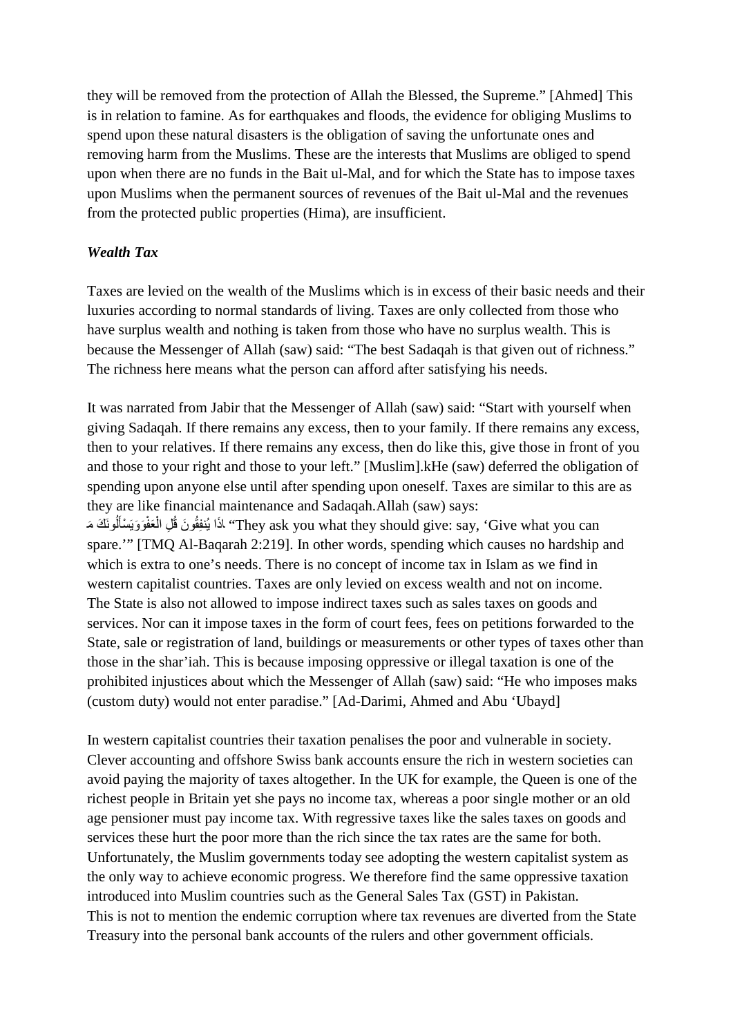they will be removed from the protection of Allah the Blessed, the Supreme." [Ahmed] This is in relation to famine. As for earthquakes and floods, the evidence for obliging Muslims to spend upon these natural disasters is the obligation of saving the unfortunate ones and removing harm from the Muslims. These are the interests that Muslims are obliged to spend upon when there are no funds in the Bait ul-Mal, and for which the State has to impose taxes upon Muslims when the permanent sources of revenues of the Bait ul-Mal and the revenues from the protected public properties (Hima), are insufficient.

***Wealth Tax***

Taxes are levied on the wealth of the Muslims which is in excess of their basic needs and their luxuries according to normal standards of living. Taxes are only collected from those who have surplus wealth and nothing is taken from those who have no surplus wealth. This is because the Messenger of Allah (saw) said: "The best Sadaqah is that given out of richness." The richness here means what the person can afford after satisfying his needs.

It was narrated from Jabir that the Messenger of Allah (saw) said: "Start with yourself when giving Sadaqah. If there remains any excess, then to your family. If there remains any excess, then to your relatives. If there remains any excess, then do like this, give those in front of you and those to your right and those to your left." [Muslim].kHe (saw) deferred the obligation of spending upon anyone else until after spending upon oneself. Taxes are similar to this are as they are like financial maintenance and Sadaqah.Allah (saw) says:
وَيَسْأَلُونَكَ مَاذَا يُنفِقُونَ قُلِ الْعَفْوَ "They ask you what they should give: say, 'Give what you can spare.'" [TMQ Al-Baqarah 2:219]. In other words, spending which causes no hardship and which is extra to one's needs. There is no concept of income tax in Islam as we find in western capitalist countries. Taxes are only levied on excess wealth and not on income.
The State is also not allowed to impose indirect taxes such as sales taxes on goods and services. Nor can it impose taxes in the form of court fees, fees on petitions forwarded to the State, sale or registration of land, buildings or measurements or other types of taxes other than those in the shar'iah. This is because imposing oppressive or illegal taxation is one of the prohibited injustices about which the Messenger of Allah (saw) said: "He who imposes maks (custom duty) would not enter paradise." [Ad-Darimi, Ahmed and Abu 'Ubayd]

In western capitalist countries their taxation penalises the poor and vulnerable in society. Clever accounting and offshore Swiss bank accounts ensure the rich in western societies can avoid paying the majority of taxes altogether. In the UK for example, the Queen is one of the richest people in Britain yet she pays no income tax, whereas a poor single mother or an old age pensioner must pay income tax. With regressive taxes like the sales taxes on goods and services these hurt the poor more than the rich since the tax rates are the same for both. Unfortunately, the Muslim governments today see adopting the western capitalist system as the only way to achieve economic progress. We therefore find the same oppressive taxation introduced into Muslim countries such as the General Sales Tax (GST) in Pakistan.
This is not to mention the endemic corruption where tax revenues are diverted from the State Treasury into the personal bank accounts of the rulers and other government officials.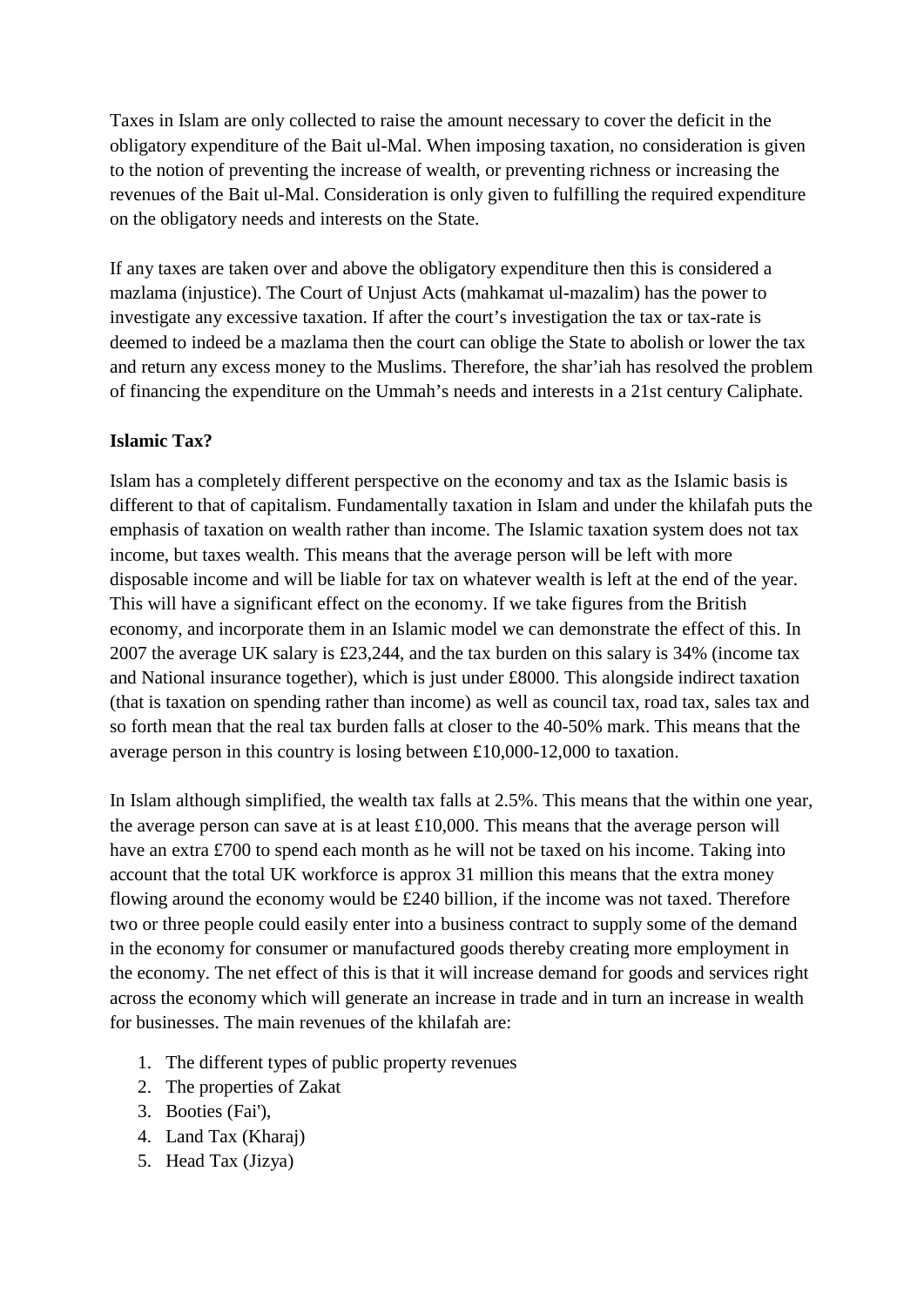Taxes in Islam are only collected to raise the amount necessary to cover the deficit in the obligatory expenditure of the Bait ul-Mal. When imposing taxation, no consideration is given to the notion of preventing the increase of wealth, or preventing richness or increasing the revenues of the Bait ul-Mal. Consideration is only given to fulfilling the required expenditure on the obligatory needs and interests on the State.

If any taxes are taken over and above the obligatory expenditure then this is considered a mazlama (injustice). The Court of Unjust Acts (mahkamat ul-mazalim) has the power to investigate any excessive taxation. If after the court's investigation the tax or tax-rate is deemed to indeed be a mazlama then the court can oblige the State to abolish or lower the tax and return any excess money to the Muslims. Therefore, the shar'iah has resolved the problem of financing the expenditure on the Ummah's needs and interests in a 21st century Caliphate.

**Islamic Tax?**

Islam has a completely different perspective on the economy and tax as the Islamic basis is different to that of capitalism. Fundamentally taxation in Islam and under the khilafah puts the emphasis of taxation on wealth rather than income. The Islamic taxation system does not tax income, but taxes wealth. This means that the average person will be left with more disposable income and will be liable for tax on whatever wealth is left at the end of the year. This will have a significant effect on the economy. If we take figures from the British economy, and incorporate them in an Islamic model we can demonstrate the effect of this. In 2007 the average UK salary is £23,244, and the tax burden on this salary is 34% (income tax and National insurance together), which is just under £8000. This alongside indirect taxation (that is taxation on spending rather than income) as well as council tax, road tax, sales tax and so forth mean that the real tax burden falls at closer to the 40-50% mark. This means that the average person in this country is losing between £10,000-12,000 to taxation.

In Islam although simplified, the wealth tax falls at 2.5%. This means that the within one year, the average person can save at is at least £10,000. This means that the average person will have an extra £700 to spend each month as he will not be taxed on his income. Taking into account that the total UK workforce is approx 31 million this means that the extra money flowing around the economy would be £240 billion, if the income was not taxed. Therefore two or three people could easily enter into a business contract to supply some of the demand in the economy for consumer or manufactured goods thereby creating more employment in the economy. The net effect of this is that it will increase demand for goods and services right across the economy which will generate an increase in trade and in turn an increase in wealth for businesses. The main revenues of the khilafah are:

1. The different types of public property revenues
2. The properties of Zakat
3. Booties (Fai'),
4. Land Tax (Kharaj)
5. Head Tax (Jizya)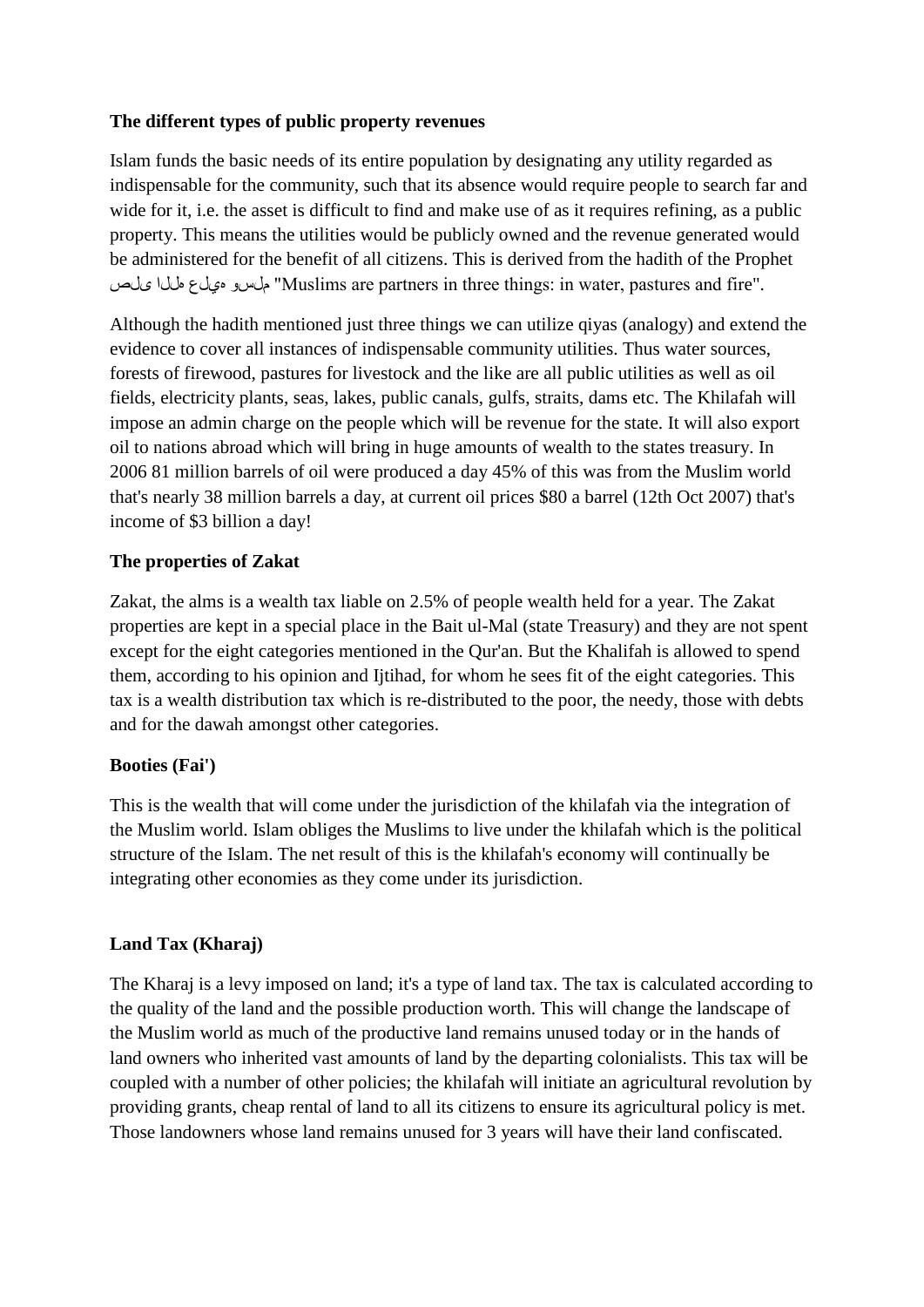**The different types of public property revenues**

Islam funds the basic needs of its entire population by designating any utility regarded as indispensable for the community, such that its absence would require people to search far and wide for it, i.e. the asset is difficult to find and make use of as it requires refining, as a public property. This means the utilities would be publicly owned and the revenue generated would be administered for the benefit of all citizens. This is derived from the hadith of the Prophet صلى الله عليه وسلم "Muslims are partners in three things: in water, pastures and fire".

Although the hadith mentioned just three things we can utilize qiyas (analogy) and extend the evidence to cover all instances of indispensable community utilities. Thus water sources, forests of firewood, pastures for livestock and the like are all public utilities as well as oil fields, electricity plants, seas, lakes, public canals, gulfs, straits, dams etc. The Khilafah will impose an admin charge on the people which will be revenue for the state. It will also export oil to nations abroad which will bring in huge amounts of wealth to the states treasury. In 2006 81 million barrels of oil were produced a day 45% of this was from the Muslim world that's nearly 38 million barrels a day, at current oil prices $80 a barrel (12th Oct 2007) that's income of $3 billion a day!

**The properties of Zakat**

Zakat, the alms is a wealth tax liable on 2.5% of people wealth held for a year. The Zakat properties are kept in a special place in the Bait ul-Mal (state Treasury) and they are not spent except for the eight categories mentioned in the Qur'an. But the Khalifah is allowed to spend them, according to his opinion and Ijtihad, for whom he sees fit of the eight categories. This tax is a wealth distribution tax which is re-distributed to the poor, the needy, those with debts and for the dawah amongst other categories.

**Booties (Fai')**

This is the wealth that will come under the jurisdiction of the khilafah via the integration of the Muslim world. Islam obliges the Muslims to live under the khilafah which is the political structure of the Islam. The net result of this is the khilafah's economy will continually be integrating other economies as they come under its jurisdiction.

**Land Tax (Kharaj)**

The Kharaj is a levy imposed on land; it's a type of land tax. The tax is calculated according to the quality of the land and the possible production worth. This will change the landscape of the Muslim world as much of the productive land remains unused today or in the hands of land owners who inherited vast amounts of land by the departing colonialists. This tax will be coupled with a number of other policies; the khilafah will initiate an agricultural revolution by providing grants, cheap rental of land to all its citizens to ensure its agricultural policy is met. Those landowners whose land remains unused for 3 years will have their land confiscated.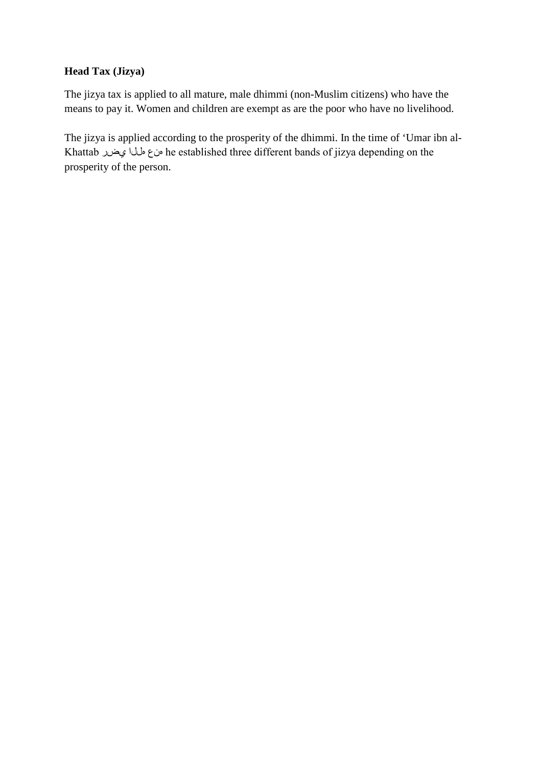**Head Tax (Jizya)**

The jizya tax is applied to all mature, male dhimmi (non-Muslim citizens) who have the means to pay it. Women and children are exempt as are the poor who have no livelihood.

The jizya is applied according to the prosperity of the dhimmi. In the time of 'Umar ibn al-Khattab رضي الله عنه he established three different bands of jizya depending on the prosperity of the person.